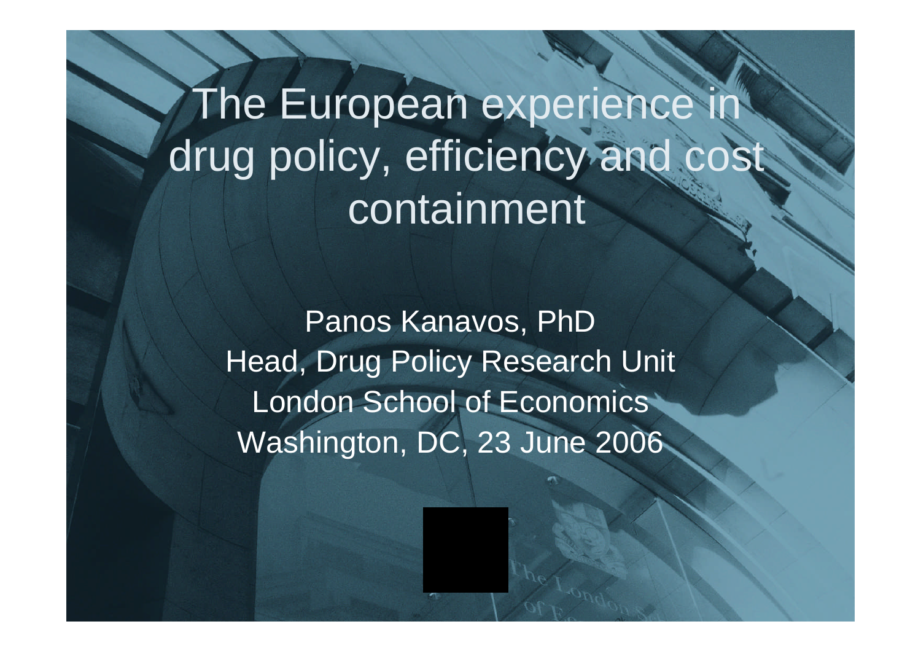# The European experience in drug policy, efficiency and cost containment

Panos Kanavos, PhD
Head, Drug Policy Research Unit
London School of Economics
Washington, DC, 23 June 2006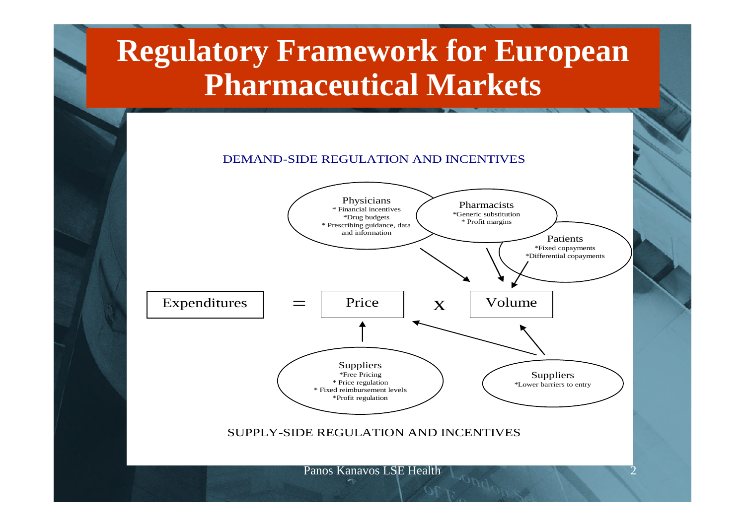# Regulatory Framework for European Pharmaceutical Markets

DEMAND-SIDE REGULATION AND INCENTIVES

**Physicians**
* Financial incentives
*Drug budgets
* Prescribing guidance, data and information

**Pharmacists**
*Generic substitution
* Profit margins

**Patients**
*Fixed copayments
*Differential copayments

Expenditures = Price x Volume

**Suppliers**
*Free Pricing
* Price regulation
* Fixed reimbursement levels
*Profit regulation

**Suppliers**
*Lower barriers to entry

SUPPLY-SIDE REGULATION AND INCENTIVES

Panos Kanavos LSE Health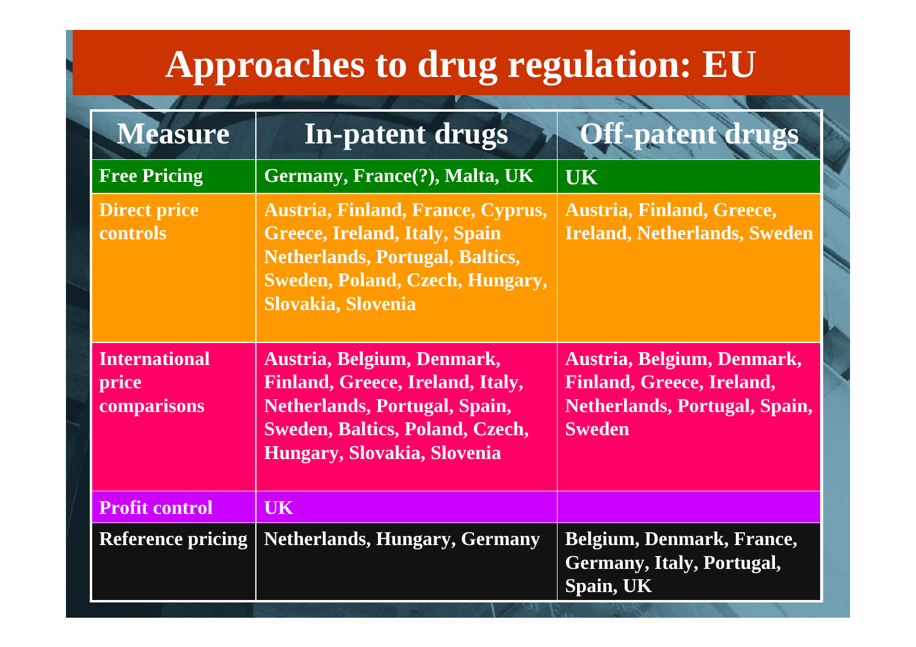# Approaches to drug regulation: EU

| Measure | In-patent drugs | Off-patent drugs |
|---|---|---|
| Free Pricing | Germany, France(?), Malta, UK | UK |
| Direct price controls | Austria, Finland, France, Cyprus, Greece, Ireland, Italy, Spain Netherlands, Portugal, Baltics, Sweden, Poland, Czech, Hungary, Slovakia, Slovenia | Austria, Finland, Greece, Ireland, Netherlands, Sweden |
| International price comparisons | Austria, Belgium, Denmark, Finland, Greece, Ireland, Italy, Netherlands, Portugal, Spain, Sweden, Baltics, Poland, Czech, Hungary, Slovakia, Slovenia | Austria, Belgium, Denmark, Finland, Greece, Ireland, Netherlands, Portugal, Spain, Sweden |
| Profit control | UK | |
| Reference pricing | Netherlands, Hungary, Germany | Belgium, Denmark, France, Germany, Italy, Portugal, Spain, UK |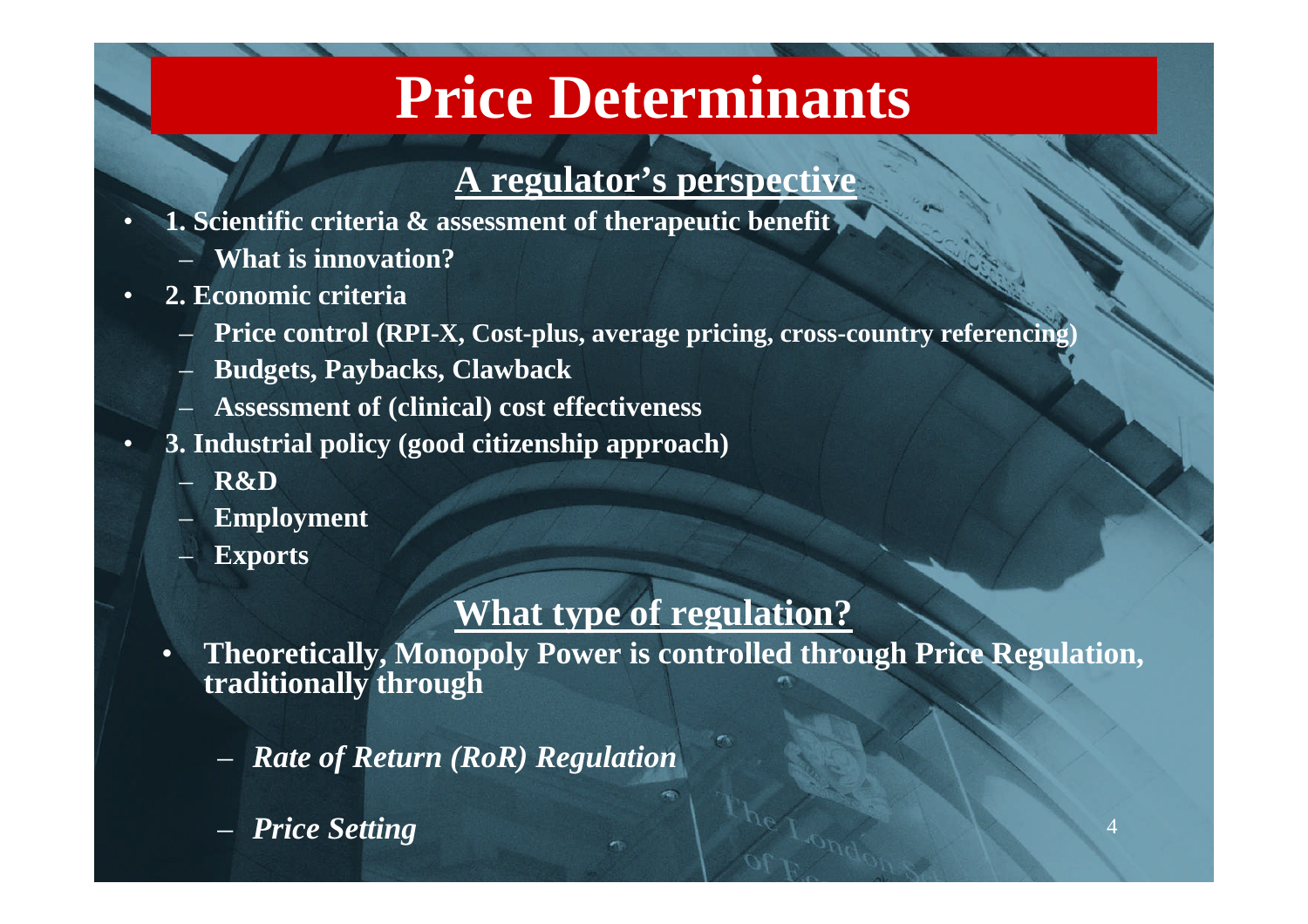# Price Determinants

## A regulator's perspective

- **1. Scientific criteria & assessment of therapeutic benefit**
  - **What is innovation?**
- **2. Economic criteria**
  - **Price control (RPI-X, Cost-plus, average pricing, cross-country referencing)**
  - **Budgets, Paybacks, Clawback**
  - **Assessment of (clinical) cost effectiveness**
- **3. Industrial policy (good citizenship approach)**
  - **R&D**
  - **Employment**
  - **Exports**

## What type of regulation?

- **Theoretically, Monopoly Power is controlled through Price Regulation, traditionally through**
  - ***Rate of Return (RoR) Regulation***
  - ***Price Setting***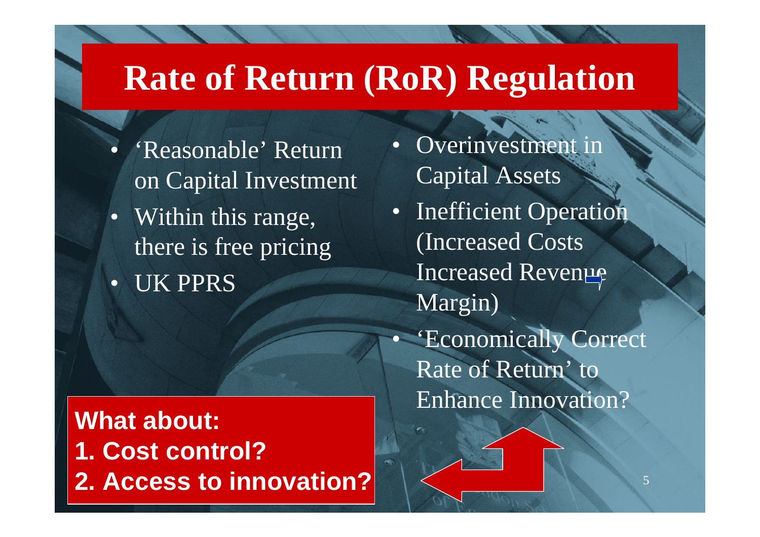# Rate of Return (RoR) Regulation

- 'Reasonable' Return on Capital Investment
- Within this range, there is free pricing
- UK PPRS

- Overinvestment in Capital Assets
- Inefficient Operation (Increased Costs Increased Revenue ➡ Margin)
- 'Economically Correct Rate of Return' to Enhance Innovation?

**What about:**
**1. Cost control?**
**2. Access to innovation?**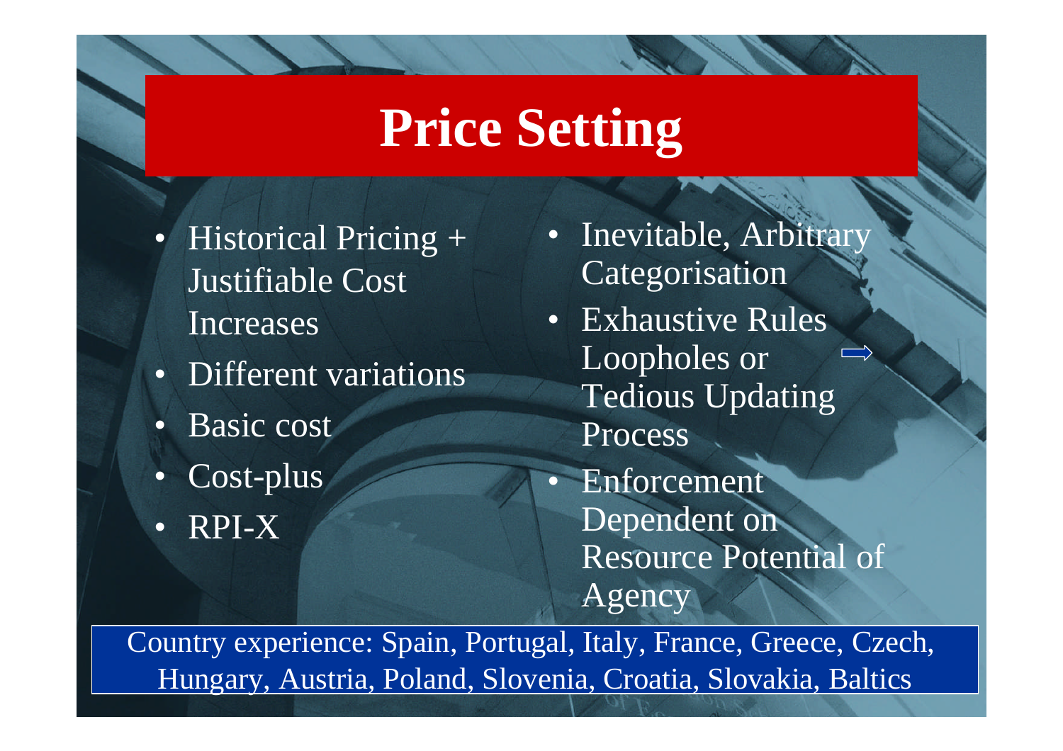# Price Setting

- Historical Pricing + Justifiable Cost Increases
- Different variations
- Basic cost
- Cost-plus
- RPI-X

- Inevitable, Arbitrary Categorisation
- Exhaustive Rules ⟹ Loopholes or Tedious Updating Process
- Enforcement Dependent on Resource Potential of Agency

Country experience: Spain, Portugal, Italy, France, Greece, Czech, Hungary, Austria, Poland, Slovenia, Croatia, Slovakia, Baltics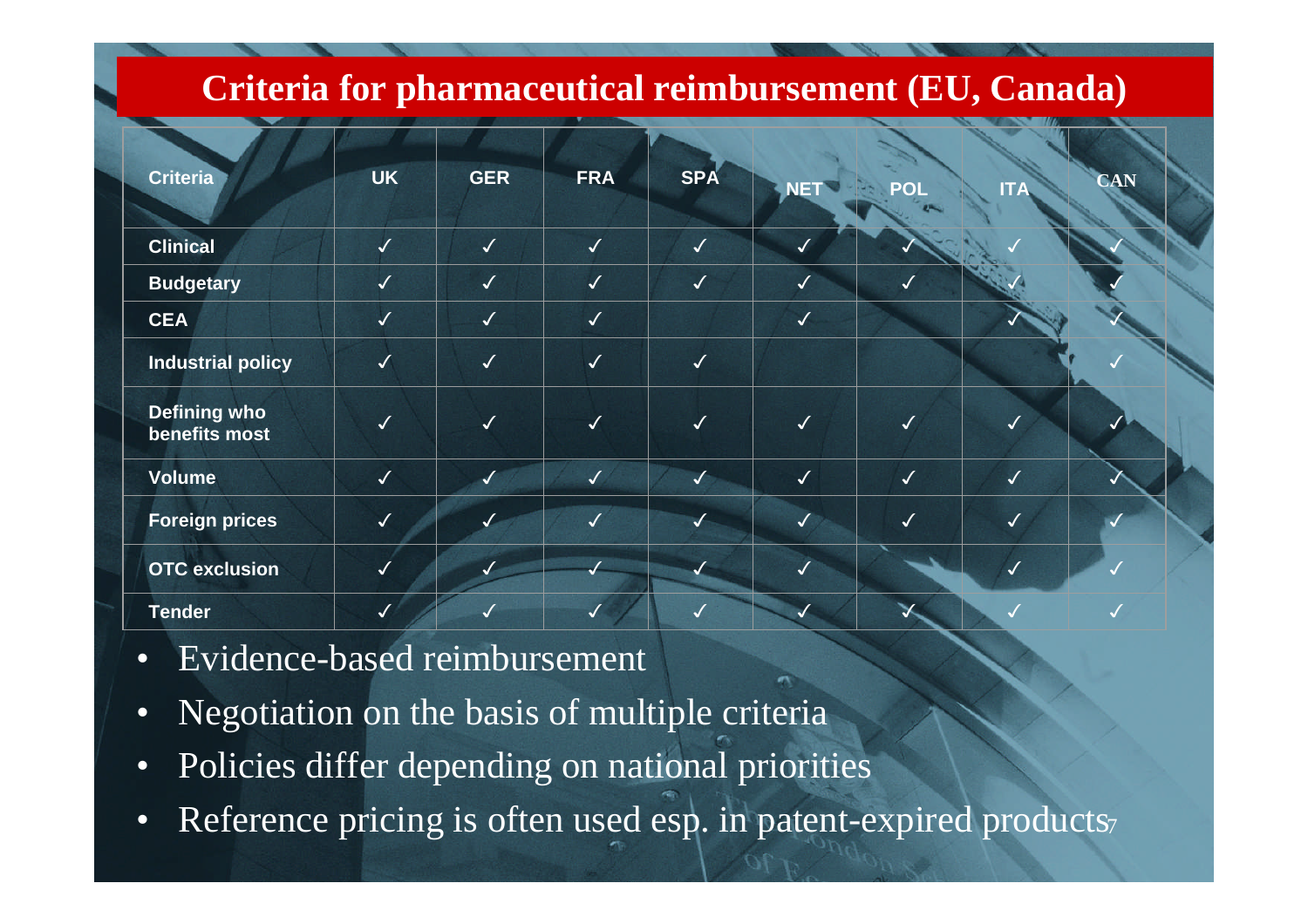# Criteria for pharmaceutical reimbursement (EU, Canada)

| Criteria | UK | GER | FRA | SPA | NET | POL | ITA | CAN |
|---|---|---|---|---|---|---|---|---|
| Clinical | ✓ | ✓ | ✓ | ✓ | ✓ | ✓ | ✓ | ✓ |
| Budgetary | ✓ | ✓ | ✓ | ✓ | ✓ | ✓ | ✓ | ✓ |
| CEA | ✓ | ✓ | ✓ | | ✓ | | ✓ | ✓ |
| Industrial policy | ✓ | ✓ | ✓ | ✓ | | | | ✓ |
| Defining who benefits most | ✓ | ✓ | ✓ | ✓ | ✓ | ✓ | ✓ | ✓ |
| Volume | ✓ | ✓ | ✓ | ✓ | ✓ | ✓ | ✓ | ✓ |
| Foreign prices | ✓ | ✓ | ✓ | ✓ | ✓ | ✓ | ✓ | ✓ |
| OTC exclusion | ✓ | ✓ | ✓ | ✓ | ✓ | | ✓ | ✓ |
| Tender | ✓ | ✓ | ✓ | ✓ | ✓ | ✓ | ✓ | ✓ |

- Evidence-based reimbursement
- Negotiation on the basis of multiple criteria
- Policies differ depending on national priorities
- Reference pricing is often used esp. in patent-expired products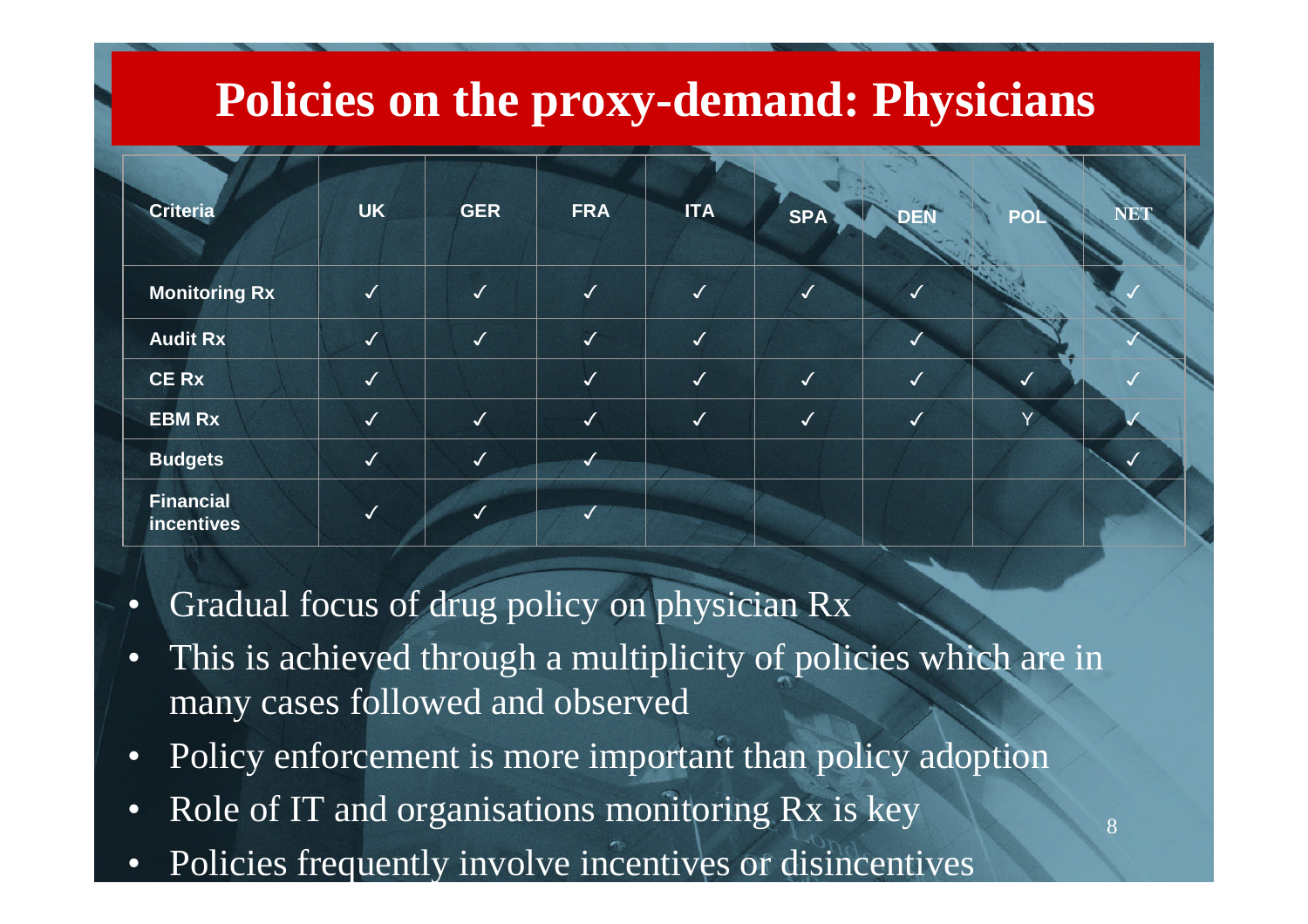# Policies on the proxy-demand: Physicians

| Criteria | UK | GER | FRA | ITA | SPA | DEN | POL | NET |
|---|---|---|---|---|---|---|---|---|
| Monitoring Rx | ✓ | ✓ | ✓ | ✓ | ✓ | ✓ | | ✓ |
| Audit Rx | ✓ | ✓ | ✓ | ✓ | | ✓ | | ✓ |
| CE Rx | ✓ | | ✓ | ✓ | ✓ | ✓ | ✓ | ✓ |
| EBM Rx | ✓ | ✓ | ✓ | ✓ | ✓ | ✓ | Y | ✓ |
| Budgets | ✓ | ✓ | ✓ | | | | | ✓ |
| Financial incentives | ✓ | ✓ | ✓ | | | | | |

- Gradual focus of drug policy on physician Rx
- This is achieved through a multiplicity of policies which are in many cases followed and observed
- Policy enforcement is more important than policy adoption
- Role of IT and organisations monitoring Rx is key
- Policies frequently involve incentives or disincentives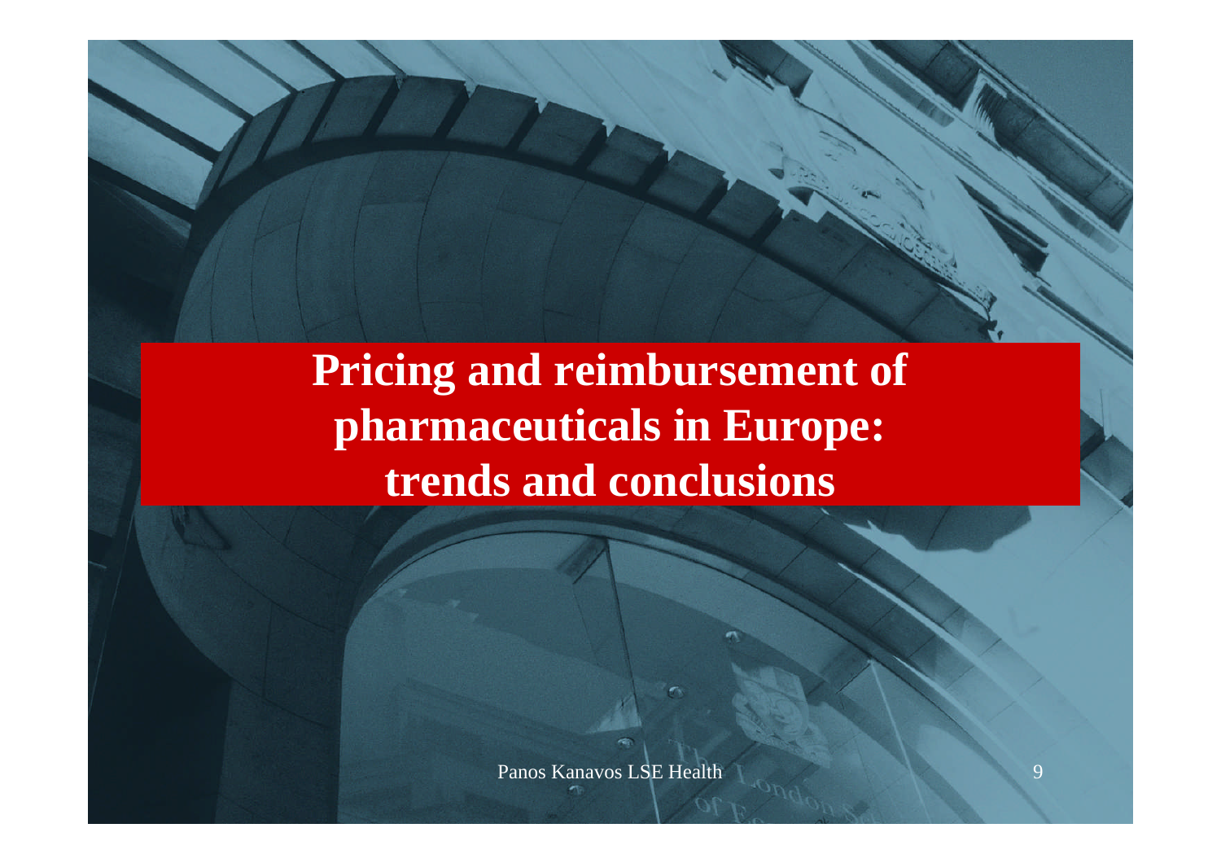# Pricing and reimbursement of pharmaceuticals in Europe: trends and conclusions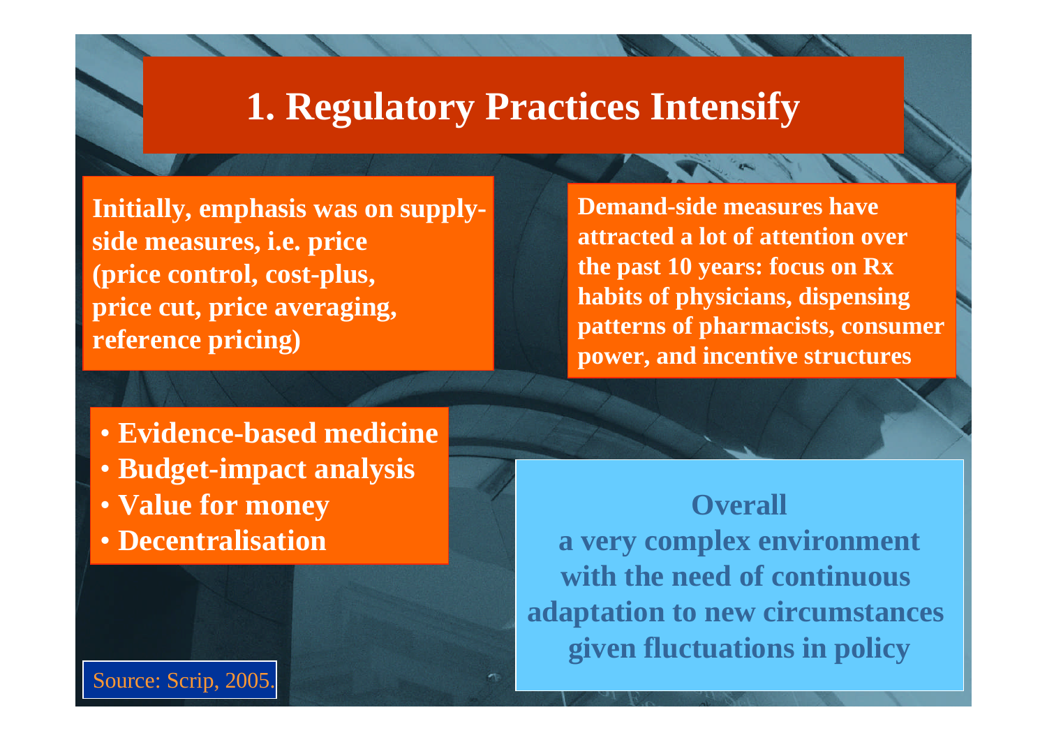# 1. Regulatory Practices Intensify

**Initially, emphasis was on supply-side measures, i.e. price (price control, cost-plus, price cut, price averaging, reference pricing)**

**Demand-side measures have attracted a lot of attention over the past 10 years: focus on Rx habits of physicians, dispensing patterns of pharmacists, consumer power, and incentive structures**

- **Evidence-based medicine**
- **Budget-impact analysis**
- **Value for money**
- **Decentralisation**

**Overall**
**a very complex environment with the need of continuous adaptation to new circumstances given fluctuations in policy**

Source: Scrip, 2005.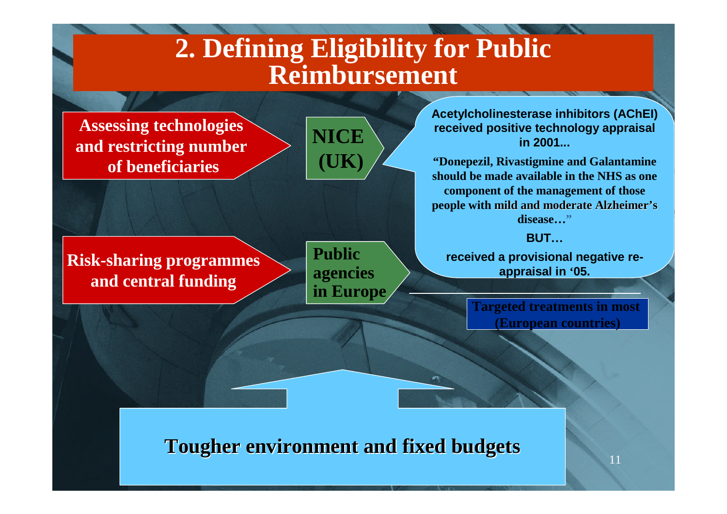# 2. Defining Eligibility for Public Reimbursement

**Assessing technologies and restricting number of beneficiaries** → **NICE (UK)**

**Acetylcholinesterase inhibitors (AChEI) received positive technology appraisal in 2001...**

**"Donepezil, Rivastigmine and Galantamine should be made available in the NHS as one component of the management of those people with mild and moderate Alzheimer's disease…"**

**BUT…**

**received a provisional negative re-appraisal in '05.**

**Risk-sharing programmes and central funding** → **Public agencies in Europe**

**Targeted treatments in most (European countries)**

**Tougher environment and fixed budgets**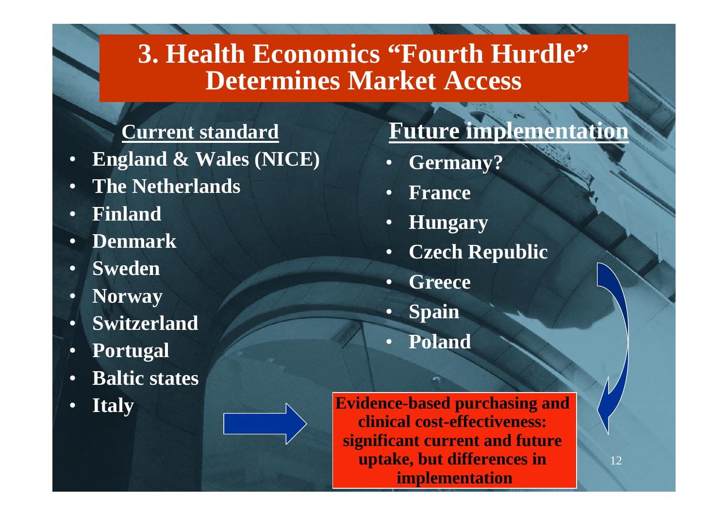# 3. Health Economics "Fourth Hurdle" Determines Market Access

## Current standard

- England & Wales (NICE)
- The Netherlands
- Finland
- Denmark
- Sweden
- Norway
- Switzerland
- Portugal
- Baltic states
- Italy

## Future implementation

- Germany?
- France
- Hungary
- Czech Republic
- Greece
- Spain
- Poland

**Evidence-based purchasing and clinical cost-effectiveness: significant current and future uptake, but differences in implementation**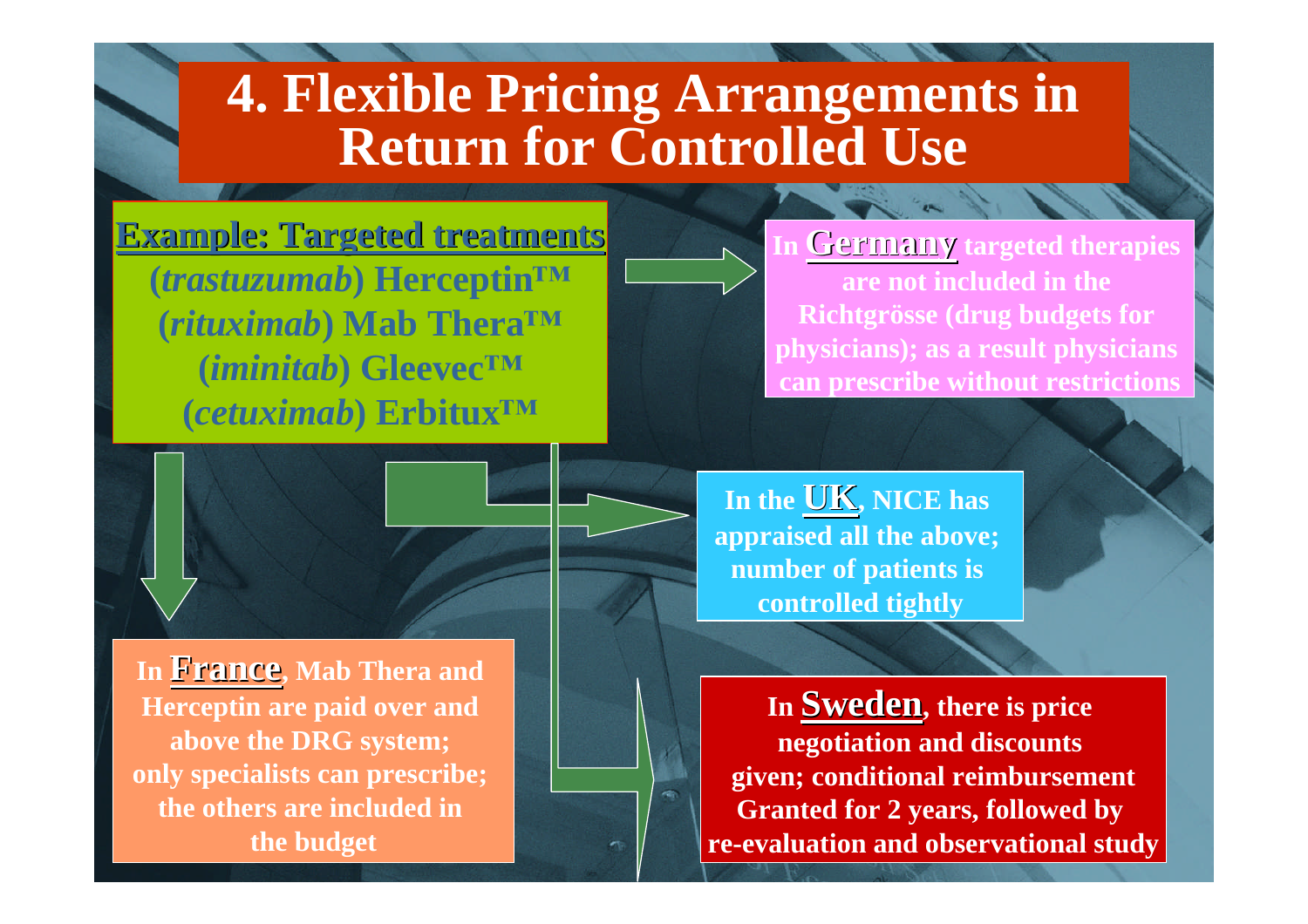# 4. Flexible Pricing Arrangements in Return for Controlled Use

**Example: Targeted treatments**

(*trastuzumab*) Herceptin™
(*rituximab*) Mab Thera™
(*iminitab*) Gleevec™
(*cetuximab*) Erbitux™

**In Germany** targeted therapies are not included in the Richtgrösse (drug budgets for physicians); as a result physicians can prescribe without restrictions

**In the UK**, NICE has appraised all the above; number of patients is controlled tightly

**In France**, Mab Thera and Herceptin are paid over and above the DRG system; only specialists can prescribe; the others are included in the budget

**In Sweden**, there is price negotiation and discounts given; conditional reimbursement Granted for 2 years, followed by re-evaluation and observational study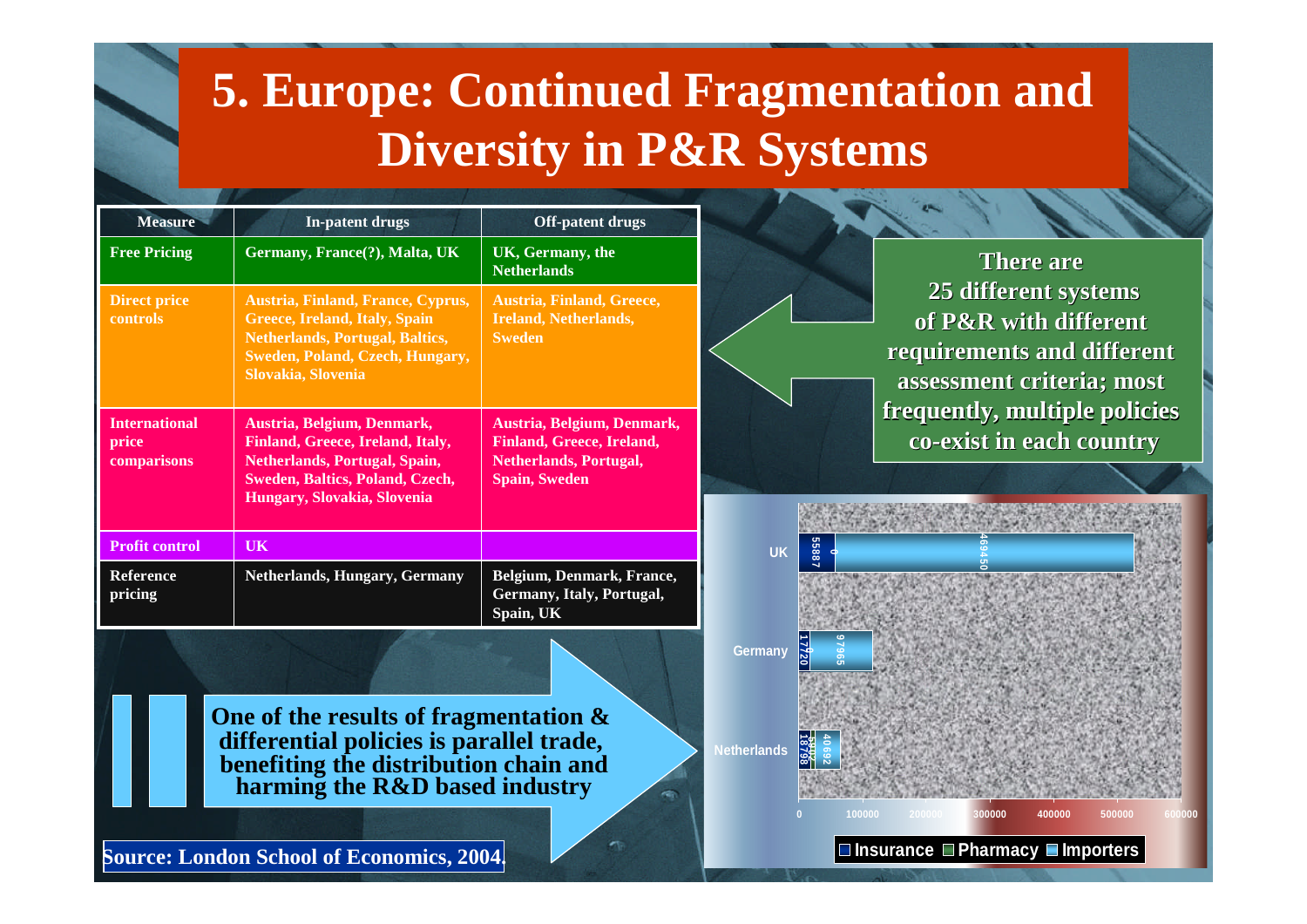# 5. Europe: Continued Fragmentation and Diversity in P&R Systems

| Measure | In-patent drugs | Off-patent drugs |
|---|---|---|
| Free Pricing | Germany, France(?), Malta, UK | UK, Germany, the Netherlands |
| Direct price controls | Austria, Finland, France, Cyprus, Greece, Ireland, Italy, Spain Netherlands, Portugal, Baltics, Sweden, Poland, Czech, Hungary, Slovakia, Slovenia | Austria, Finland, Greece, Ireland, Netherlands, Sweden |
| International price comparisons | Austria, Belgium, Denmark, Finland, Greece, Ireland, Italy, Netherlands, Portugal, Spain, Sweden, Baltics, Poland, Czech, Hungary, Slovakia, Slovenia | Austria, Belgium, Denmark, Finland, Greece, Ireland, Netherlands, Portugal, Spain, Sweden |
| Profit control | UK | |
| Reference pricing | Netherlands, Hungary, Germany | Belgium, Denmark, France, Germany, Italy, Portugal, Spain, UK |

**There are 25 different systems of P&R with different requirements and different assessment criteria; most frequently, multiple policies co-exist in each country**

**One of the results of fragmentation & differential policies is parallel trade, benefiting the distribution chain and harming the R&D based industry**

| Country | Insurance | Pharmacy | Importers |
|---|---|---|---|
| UK | 55887 | 0 | 469450 |
| Germany | 17720 | 0 | 97965 |
| Netherlands | 18798 | 5802 | 40692 |

**Source: London School of Economics, 2004.**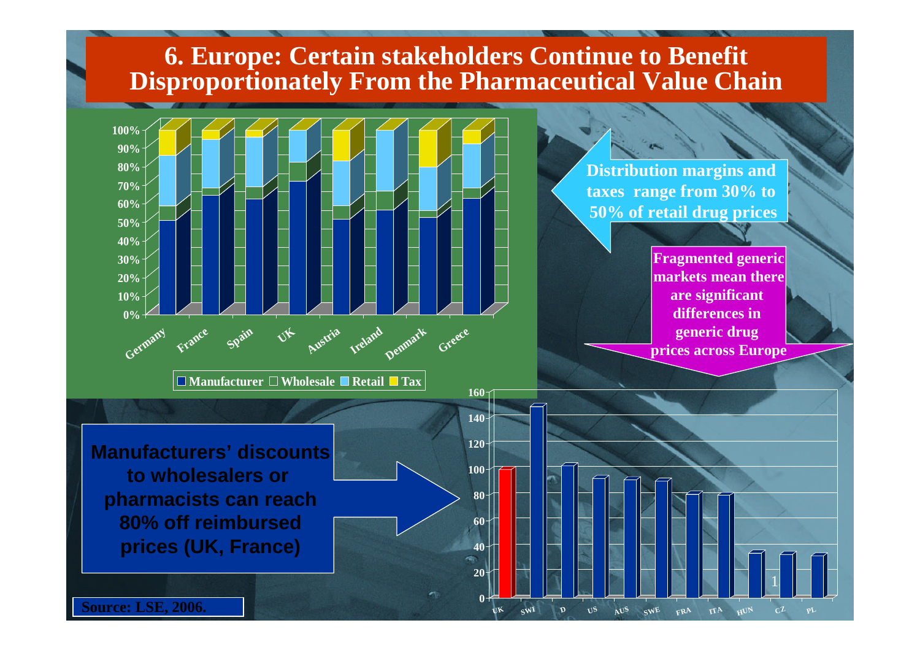# 6. Europe: Certain stakeholders Continue to Benefit Disproportionately From the Pharmaceutical Value Chain

■ Manufacturer □ Wholesale ■ Retail ■ Tax

Germany, France, Spain, UK, Austria, Ireland, Denmark, Greece

**Distribution margins and taxes range from 30% to 50% of retail drug prices**

**Fragmented generic markets mean there are significant differences in generic drug prices across Europe**

**Manufacturers' discounts to wholesalers or pharmacists can reach 80% off reimbursed prices (UK, France)**

UK, SWI, D, US, AUS, SWE, FRA, ITA, HUN, CZ, PL

**Source: LSE, 2006.**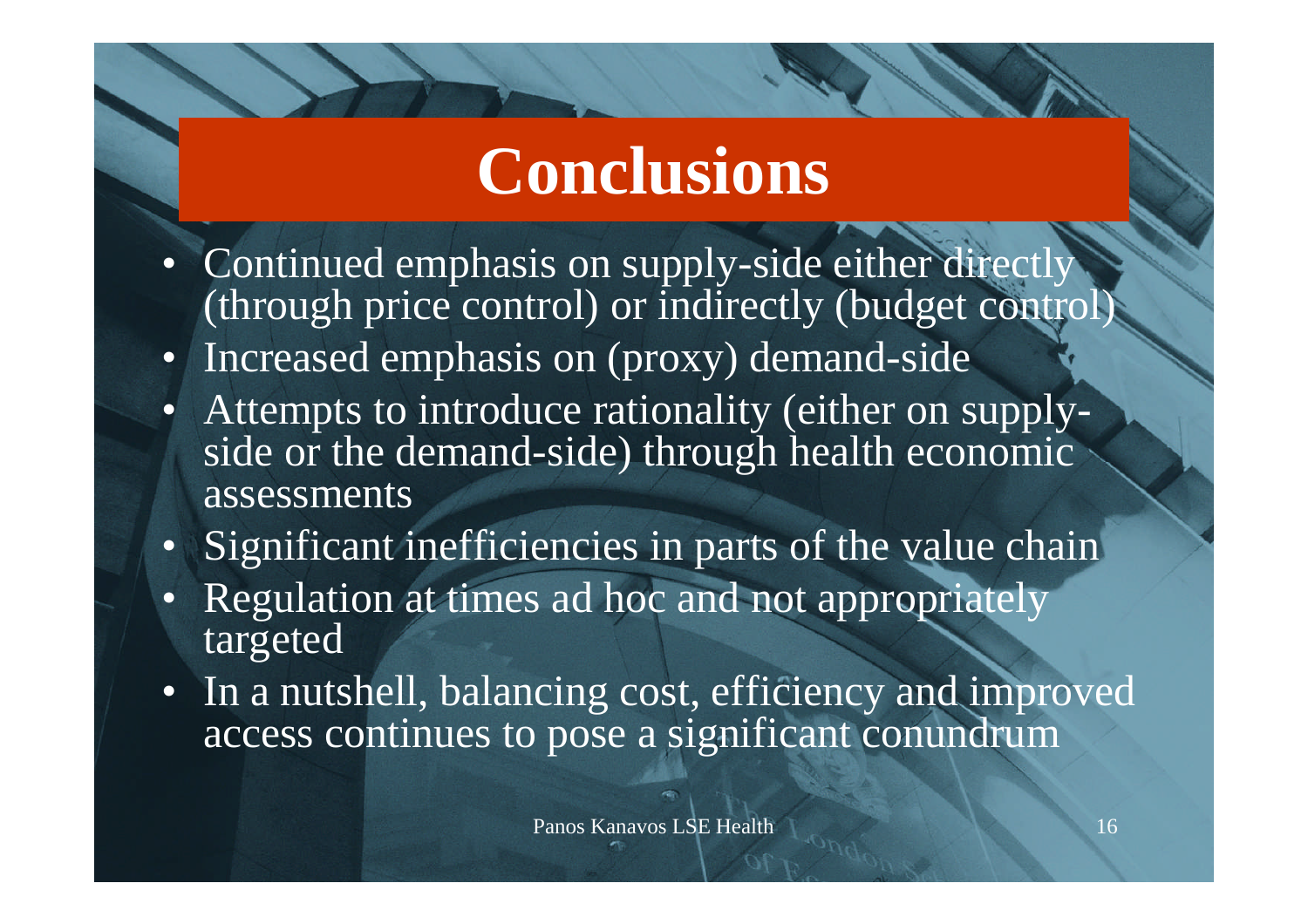# Conclusions

- Continued emphasis on supply-side either directly (through price control) or indirectly (budget control)
- Increased emphasis on (proxy) demand-side
- Attempts to introduce rationality (either on supply-side or the demand-side) through health economic assessments
- Significant inefficiencies in parts of the value chain
- Regulation at times ad hoc and not appropriately targeted
- In a nutshell, balancing cost, efficiency and improved access continues to pose a significant conundrum